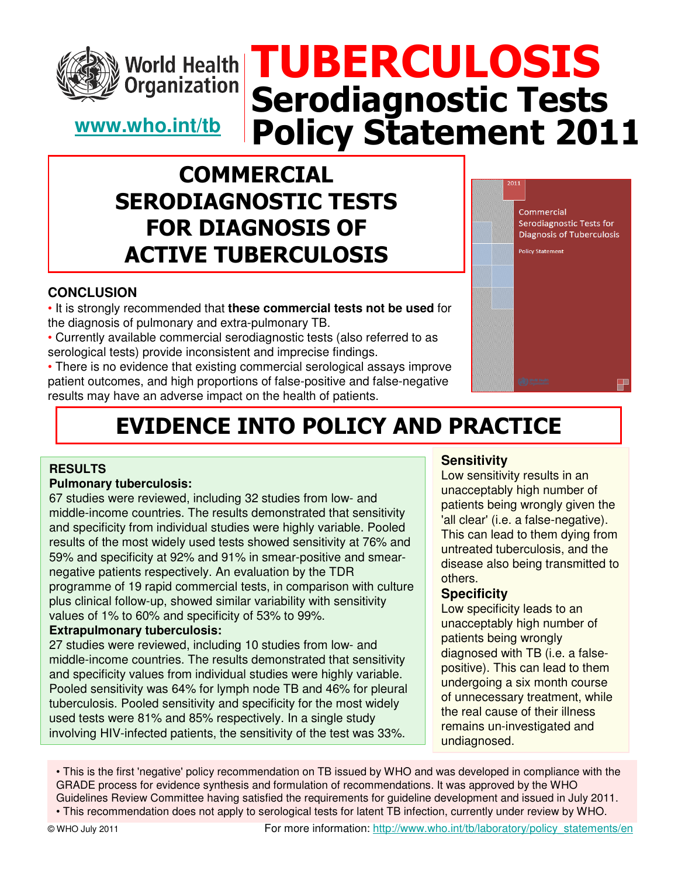World Health Organization

www.who.int/tb

# TUBERCULOSIS Serodiagnostic Tests Policy Statement 2011

## COMMERCIAL SERODIAGNOSTIC TESTS FOR DIAGNOSIS OF ACTIVE TUBERCULOSIS

### CONCLUSION

- It is strongly recommended that **these commercial tests not be used** for the diagnosis of pulmonary and extra-pulmonary TB.
- Currently available commercial serodiagnostic tests (also referred to as serological tests) provide inconsistent and imprecise findings.
- There is no evidence that existing commercial serological assays improve patient outcomes, and high proportions of false-positive and false-negative results may have an adverse impact on the health of patients.

## EVIDENCE INTO POLICY AND PRACTICE

### RESULTS

**Pulmonary tuberculosis:**

67 studies were reviewed, including 32 studies from low- and middle-income countries. The results demonstrated that sensitivity and specificity from individual studies were highly variable. Pooled results of the most widely used tests showed sensitivity at 76% and 59% and specificity at 92% and 91% in smear-positive and smear-negative patients respectively. An evaluation by the TDR programme of 19 rapid commercial tests, in comparison with culture plus clinical follow-up, showed similar variability with sensitivity values of 1% to 60% and specificity of 53% to 99%.

**Extrapulmonary tuberculosis:**

27 studies were reviewed, including 10 studies from low- and middle-income countries. The results demonstrated that sensitivity and specificity values from individual studies were highly variable. Pooled sensitivity was 64% for lymph node TB and 46% for pleural tuberculosis. Pooled sensitivity and specificity for the most widely used tests were 81% and 85% respectively. In a single study involving HIV-infected patients, the sensitivity of the test was 33%.

### Sensitivity

Low sensitivity results in an unacceptably high number of patients being wrongly given the 'all clear' (i.e. a false-negative). This can lead to them dying from untreated tuberculosis, and the disease also being transmitted to others.

### Specificity

Low specificity leads to an unacceptably high number of patients being wrongly diagnosed with TB (i.e. a false-positive). This can lead to them undergoing a six month course of unnecessary treatment, while the real cause of their illness remains un-investigated and undiagnosed.

- This is the first 'negative' policy recommendation on TB issued by WHO and was developed in compliance with the GRADE process for evidence synthesis and formulation of recommendations. It was approved by the WHO Guidelines Review Committee having satisfied the requirements for guideline development and issued in July 2011.
- This recommendation does not apply to serological tests for latent TB infection, currently under review by WHO.

© WHO July 2011

For more information: http://www.who.int/tb/laboratory/policy_statements/en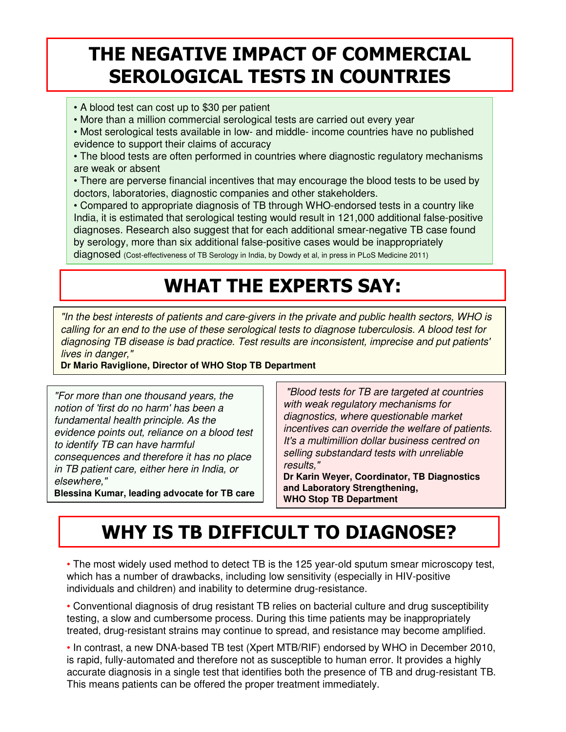# THE NEGATIVE IMPACT OF COMMERCIAL SEROLOGICAL TESTS IN COUNTRIES

- A blood test can cost up to $30 per patient
- More than a million commercial serological tests are carried out every year
- Most serological tests available in low- and middle- income countries have no published evidence to support their claims of accuracy
- The blood tests are often performed in countries where diagnostic regulatory mechanisms are weak or absent
- There are perverse financial incentives that may encourage the blood tests to be used by doctors, laboratories, diagnostic companies and other stakeholders.
- Compared to appropriate diagnosis of TB through WHO-endorsed tests in a country like India, it is estimated that serological testing would result in 121,000 additional false-positive diagnoses. Research also suggest that for each additional smear-negative TB case found by serology, more than six additional false-positive cases would be inappropriately diagnosed (Cost-effectiveness of TB Serology in India, by Dowdy et al, in press in PLoS Medicine 2011)

# WHAT THE EXPERTS SAY:

*"In the best interests of patients and care-givers in the private and public health sectors, WHO is calling for an end to the use of these serological tests to diagnose tuberculosis. A blood test for diagnosing TB disease is bad practice. Test results are inconsistent, imprecise and put patients' lives in danger,"*

**Dr Mario Raviglione, Director of WHO Stop TB Department**

*"For more than one thousand years, the notion of 'first do no harm' has been a fundamental health principle. As the evidence points out, reliance on a blood test to identify TB can have harmful consequences and therefore it has no place in TB patient care, either here in India, or elsewhere,"*

**Blessina Kumar, leading advocate for TB care**

*"Blood tests for TB are targeted at countries with weak regulatory mechanisms for diagnostics, where questionable market incentives can override the welfare of patients. It's a multimillion dollar business centred on selling substandard tests with unreliable results,"*

**Dr Karin Weyer, Coordinator, TB Diagnostics and Laboratory Strengthening, WHO Stop TB Department**

# WHY IS TB DIFFICULT TO DIAGNOSE?

- The most widely used method to detect TB is the 125 year-old sputum smear microscopy test, which has a number of drawbacks, including low sensitivity (especially in HIV-positive individuals and children) and inability to determine drug-resistance.

- Conventional diagnosis of drug resistant TB relies on bacterial culture and drug susceptibility testing, a slow and cumbersome process. During this time patients may be inappropriately treated, drug-resistant strains may continue to spread, and resistance may become amplified.

- In contrast, a new DNA-based TB test (Xpert MTB/RIF) endorsed by WHO in December 2010, is rapid, fully-automated and therefore not as susceptible to human error. It provides a highly accurate diagnosis in a single test that identifies both the presence of TB and drug-resistant TB. This means patients can be offered the proper treatment immediately.